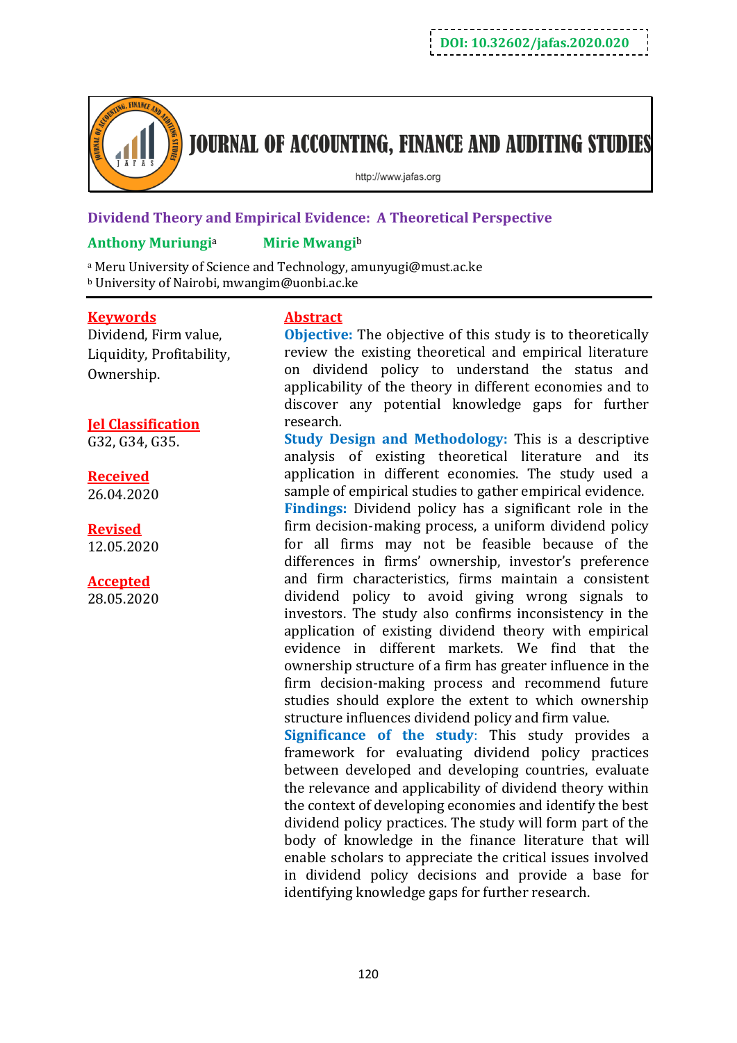DOI: 10.32602/jafas.2020.020

# JOURNAL OF ACCOUNTING, FINANCE AND AUDITING STUDIES

http://www.jafas.org

## Dividend Theory and Empirical Evidence: A Theoretical Perspective

**Anthony Muriungi**[a] **Mirie Mwangi**[b]

[a] Meru University of Science and Technology, amunyugi@must.ac.ke
[b] University of Nairobi, mwangim@uonbi.ac.ke

**Keywords**

Dividend, Firm value, Liquidity, Profitability, Ownership.

**Jel Classification**

G32, G34, G35.

**Received**

26.04.2020

**Revised**

12.05.2020

**Accepted**

28.05.2020

**Abstract**

**Objective:** The objective of this study is to theoretically review the existing theoretical and empirical literature on dividend policy to understand the status and applicability of the theory in different economies and to discover any potential knowledge gaps for further research.

**Study Design and Methodology:** This is a descriptive analysis of existing theoretical literature and its application in different economies. The study used a sample of empirical studies to gather empirical evidence.

**Findings:** Dividend policy has a significant role in the firm decision-making process, a uniform dividend policy for all firms may not be feasible because of the differences in firms' ownership, investor's preference and firm characteristics, firms maintain a consistent dividend policy to avoid giving wrong signals to investors. The study also confirms inconsistency in the application of existing dividend theory with empirical evidence in different markets. We find that the ownership structure of a firm has greater influence in the firm decision-making process and recommend future studies should explore the extent to which ownership structure influences dividend policy and firm value.

**Significance of the study:** This study provides a framework for evaluating dividend policy practices between developed and developing countries, evaluate the relevance and applicability of dividend theory within the context of developing economies and identify the best dividend policy practices. The study will form part of the body of knowledge in the finance literature that will enable scholars to appreciate the critical issues involved in dividend policy decisions and provide a base for identifying knowledge gaps for further research.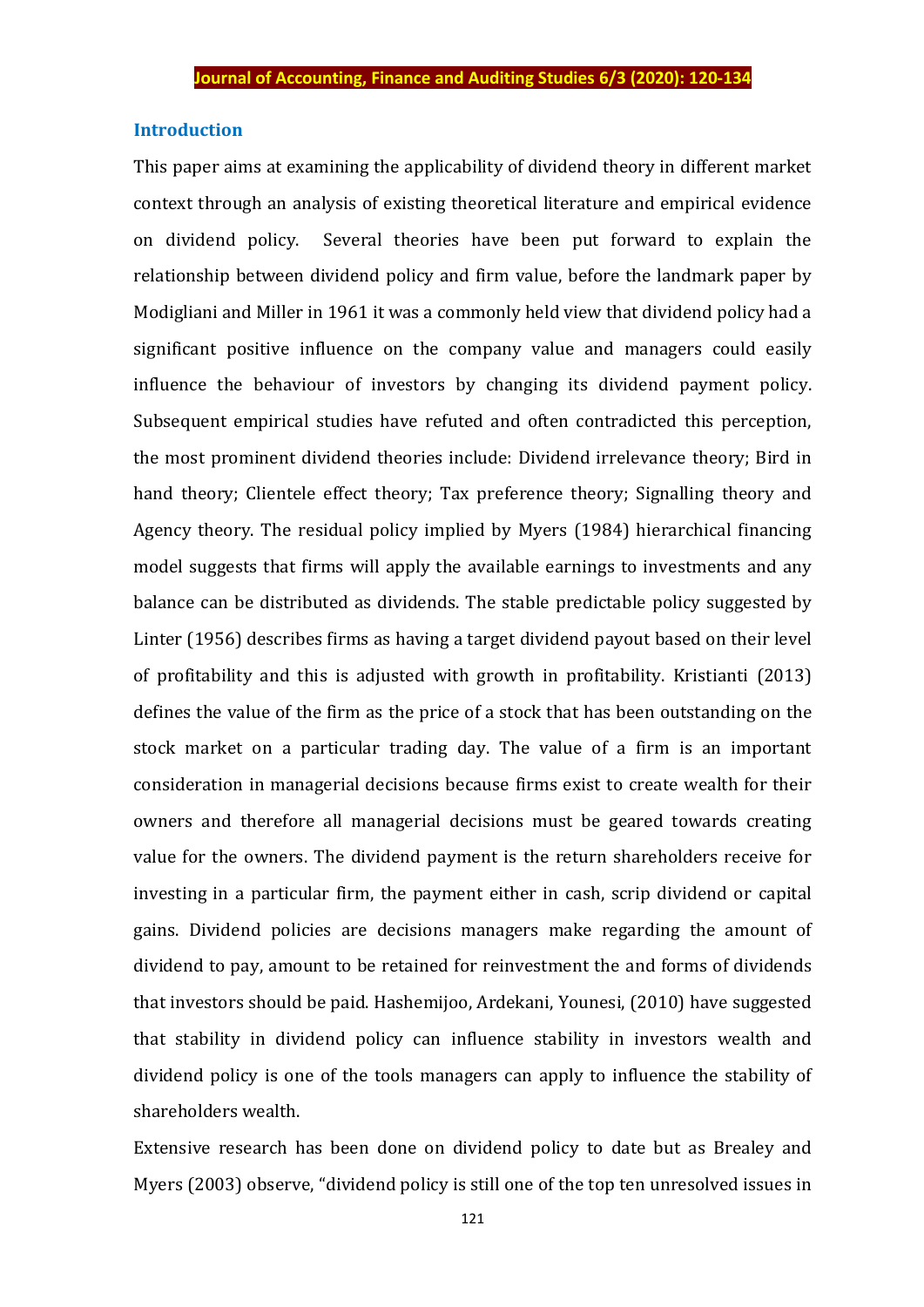## Introduction

This paper aims at examining the applicability of dividend theory in different market context through an analysis of existing theoretical literature and empirical evidence on dividend policy. Several theories have been put forward to explain the relationship between dividend policy and firm value, before the landmark paper by Modigliani and Miller in 1961 it was a commonly held view that dividend policy had a significant positive influence on the company value and managers could easily influence the behaviour of investors by changing its dividend payment policy. Subsequent empirical studies have refuted and often contradicted this perception, the most prominent dividend theories include: Dividend irrelevance theory; Bird in hand theory; Clientele effect theory; Tax preference theory; Signalling theory and Agency theory. The residual policy implied by Myers (1984) hierarchical financing model suggests that firms will apply the available earnings to investments and any balance can be distributed as dividends. The stable predictable policy suggested by Linter (1956) describes firms as having a target dividend payout based on their level of profitability and this is adjusted with growth in profitability. Kristianti (2013) defines the value of the firm as the price of a stock that has been outstanding on the stock market on a particular trading day. The value of a firm is an important consideration in managerial decisions because firms exist to create wealth for their owners and therefore all managerial decisions must be geared towards creating value for the owners. The dividend payment is the return shareholders receive for investing in a particular firm, the payment either in cash, scrip dividend or capital gains. Dividend policies are decisions managers make regarding the amount of dividend to pay, amount to be retained for reinvestment the and forms of dividends that investors should be paid. Hashemijoo, Ardekani, Younesi, (2010) have suggested that stability in dividend policy can influence stability in investors wealth and dividend policy is one of the tools managers can apply to influence the stability of shareholders wealth.

Extensive research has been done on dividend policy to date but as Brealey and Myers (2003) observe, "dividend policy is still one of the top ten unresolved issues in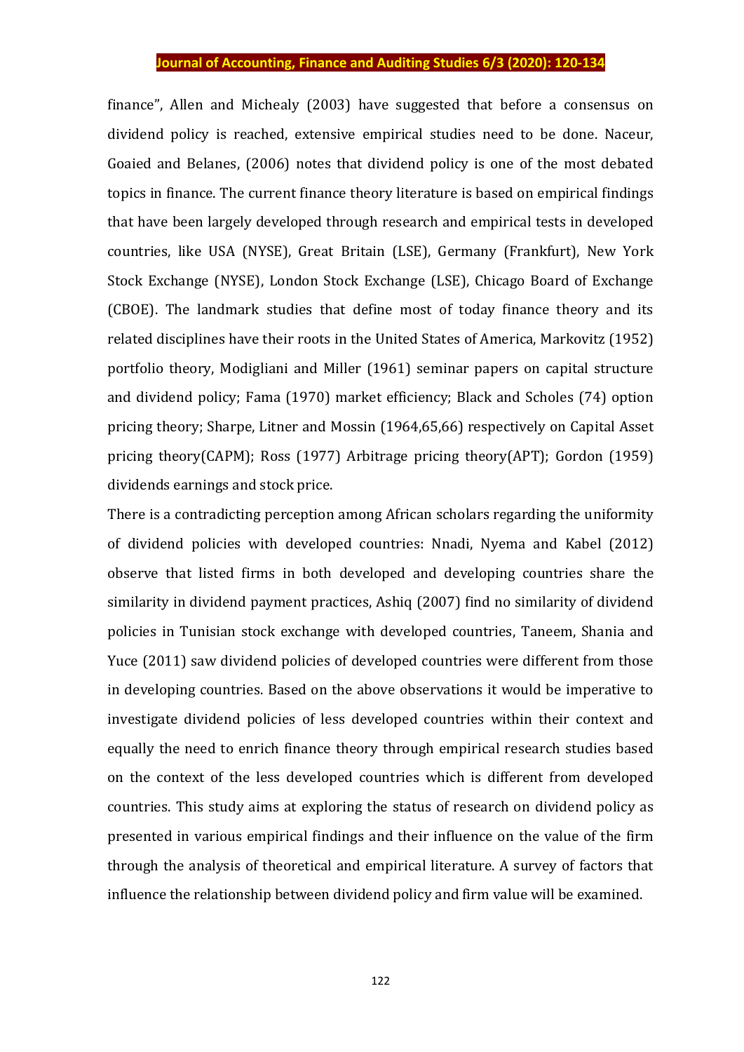finance", Allen and Michealy (2003) have suggested that before a consensus on dividend policy is reached, extensive empirical studies need to be done. Naceur, Goaied and Belanes, (2006) notes that dividend policy is one of the most debated topics in finance. The current finance theory literature is based on empirical findings that have been largely developed through research and empirical tests in developed countries, like USA (NYSE), Great Britain (LSE), Germany (Frankfurt), New York Stock Exchange (NYSE), London Stock Exchange (LSE), Chicago Board of Exchange (CBOE). The landmark studies that define most of today finance theory and its related disciplines have their roots in the United States of America, Markovitz (1952) portfolio theory, Modigliani and Miller (1961) seminar papers on capital structure and dividend policy; Fama (1970) market efficiency; Black and Scholes (74) option pricing theory; Sharpe, Litner and Mossin (1964,65,66) respectively on Capital Asset pricing theory(CAPM); Ross (1977) Arbitrage pricing theory(APT); Gordon (1959) dividends earnings and stock price.

There is a contradicting perception among African scholars regarding the uniformity of dividend policies with developed countries: Nnadi, Nyema and Kabel (2012) observe that listed firms in both developed and developing countries share the similarity in dividend payment practices, Ashiq (2007) find no similarity of dividend policies in Tunisian stock exchange with developed countries, Taneem, Shania and Yuce (2011) saw dividend policies of developed countries were different from those in developing countries. Based on the above observations it would be imperative to investigate dividend policies of less developed countries within their context and equally the need to enrich finance theory through empirical research studies based on the context of the less developed countries which is different from developed countries. This study aims at exploring the status of research on dividend policy as presented in various empirical findings and their influence on the value of the firm through the analysis of theoretical and empirical literature. A survey of factors that influence the relationship between dividend policy and firm value will be examined.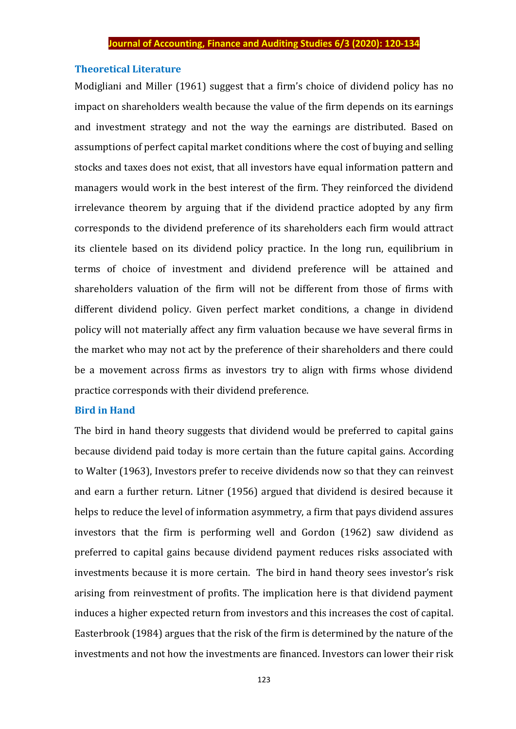## Theoretical Literature

Modigliani and Miller (1961) suggest that a firm's choice of dividend policy has no impact on shareholders wealth because the value of the firm depends on its earnings and investment strategy and not the way the earnings are distributed. Based on assumptions of perfect capital market conditions where the cost of buying and selling stocks and taxes does not exist, that all investors have equal information pattern and managers would work in the best interest of the firm. They reinforced the dividend irrelevance theorem by arguing that if the dividend practice adopted by any firm corresponds to the dividend preference of its shareholders each firm would attract its clientele based on its dividend policy practice. In the long run, equilibrium in terms of choice of investment and dividend preference will be attained and shareholders valuation of the firm will not be different from those of firms with different dividend policy. Given perfect market conditions, a change in dividend policy will not materially affect any firm valuation because we have several firms in the market who may not act by the preference of their shareholders and there could be a movement across firms as investors try to align with firms whose dividend practice corresponds with their dividend preference.

## Bird in Hand

The bird in hand theory suggests that dividend would be preferred to capital gains because dividend paid today is more certain than the future capital gains. According to Walter (1963), Investors prefer to receive dividends now so that they can reinvest and earn a further return. Litner (1956) argued that dividend is desired because it helps to reduce the level of information asymmetry, a firm that pays dividend assures investors that the firm is performing well and Gordon (1962) saw dividend as preferred to capital gains because dividend payment reduces risks associated with investments because it is more certain. The bird in hand theory sees investor's risk arising from reinvestment of profits. The implication here is that dividend payment induces a higher expected return from investors and this increases the cost of capital. Easterbrook (1984) argues that the risk of the firm is determined by the nature of the investments and not how the investments are financed. Investors can lower their risk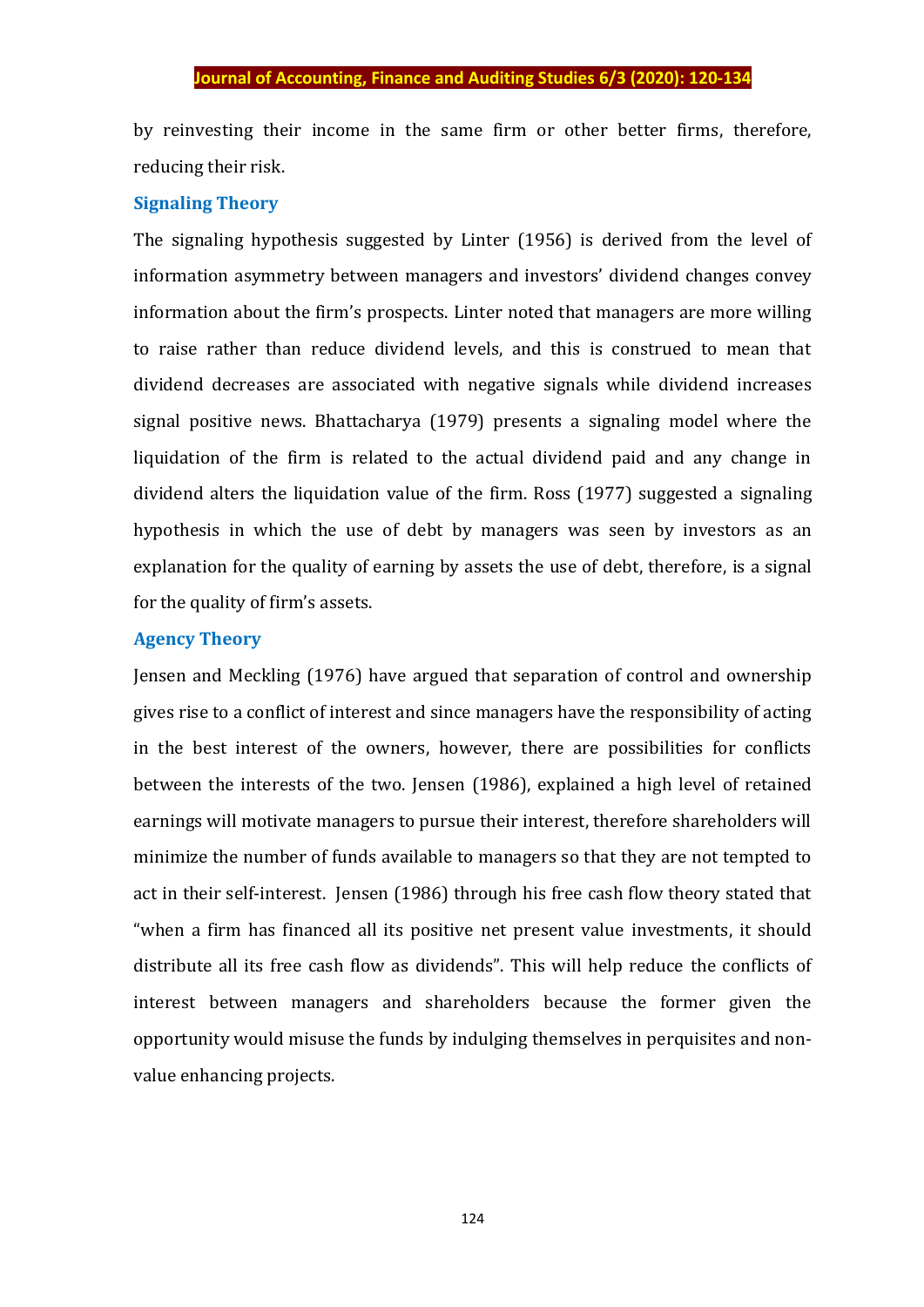by reinvesting their income in the same firm or other better firms, therefore, reducing their risk.

### Signaling Theory

The signaling hypothesis suggested by Linter (1956) is derived from the level of information asymmetry between managers and investors' dividend changes convey information about the firm's prospects. Linter noted that managers are more willing to raise rather than reduce dividend levels, and this is construed to mean that dividend decreases are associated with negative signals while dividend increases signal positive news. Bhattacharya (1979) presents a signaling model where the liquidation of the firm is related to the actual dividend paid and any change in dividend alters the liquidation value of the firm. Ross (1977) suggested a signaling hypothesis in which the use of debt by managers was seen by investors as an explanation for the quality of earning by assets the use of debt, therefore, is a signal for the quality of firm's assets.

### Agency Theory

Jensen and Meckling (1976) have argued that separation of control and ownership gives rise to a conflict of interest and since managers have the responsibility of acting in the best interest of the owners, however, there are possibilities for conflicts between the interests of the two. Jensen (1986), explained a high level of retained earnings will motivate managers to pursue their interest, therefore shareholders will minimize the number of funds available to managers so that they are not tempted to act in their self-interest. Jensen (1986) through his free cash flow theory stated that "when a firm has financed all its positive net present value investments, it should distribute all its free cash flow as dividends". This will help reduce the conflicts of interest between managers and shareholders because the former given the opportunity would misuse the funds by indulging themselves in perquisites and non-value enhancing projects.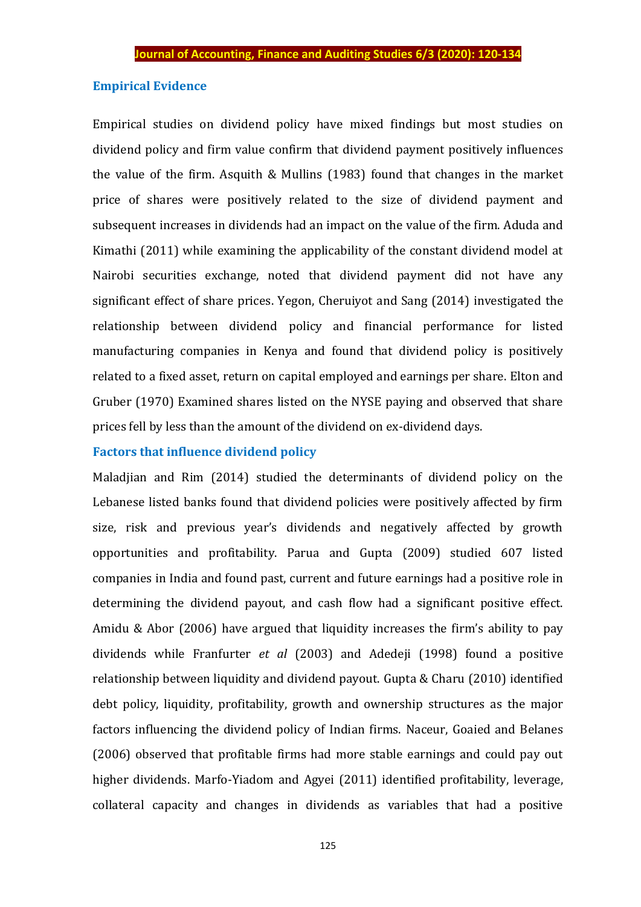### Empirical Evidence

Empirical studies on dividend policy have mixed findings but most studies on dividend policy and firm value confirm that dividend payment positively influences the value of the firm. Asquith & Mullins (1983) found that changes in the market price of shares were positively related to the size of dividend payment and subsequent increases in dividends had an impact on the value of the firm. Aduda and Kimathi (2011) while examining the applicability of the constant dividend model at Nairobi securities exchange, noted that dividend payment did not have any significant effect of share prices. Yegon, Cheruiyot and Sang (2014) investigated the relationship between dividend policy and financial performance for listed manufacturing companies in Kenya and found that dividend policy is positively related to a fixed asset, return on capital employed and earnings per share. Elton and Gruber (1970) Examined shares listed on the NYSE paying and observed that share prices fell by less than the amount of the dividend on ex-dividend days.

### Factors that influence dividend policy

Maladjian and Rim (2014) studied the determinants of dividend policy on the Lebanese listed banks found that dividend policies were positively affected by firm size, risk and previous year's dividends and negatively affected by growth opportunities and profitability. Parua and Gupta (2009) studied 607 listed companies in India and found past, current and future earnings had a positive role in determining the dividend payout, and cash flow had a significant positive effect. Amidu & Abor (2006) have argued that liquidity increases the firm's ability to pay dividends while Franfurter *et al* (2003) and Adedeji (1998) found a positive relationship between liquidity and dividend payout. Gupta & Charu (2010) identified debt policy, liquidity, profitability, growth and ownership structures as the major factors influencing the dividend policy of Indian firms. Naceur, Goaied and Belanes (2006) observed that profitable firms had more stable earnings and could pay out higher dividends. Marfo-Yiadom and Agyei (2011) identified profitability, leverage, collateral capacity and changes in dividends as variables that had a positive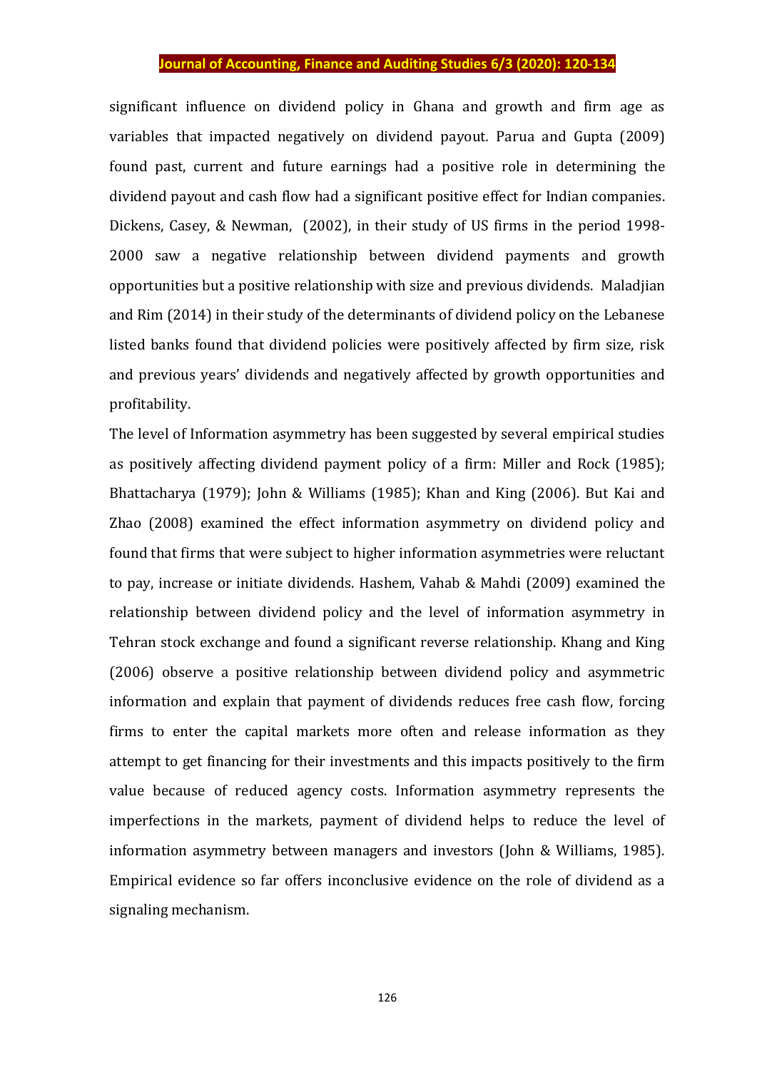significant influence on dividend policy in Ghana and growth and firm age as variables that impacted negatively on dividend payout. Parua and Gupta (2009) found past, current and future earnings had a positive role in determining the dividend payout and cash flow had a significant positive effect for Indian companies. Dickens, Casey, & Newman, (2002), in their study of US firms in the period 1998-2000 saw a negative relationship between dividend payments and growth opportunities but a positive relationship with size and previous dividends. Maladjian and Rim (2014) in their study of the determinants of dividend policy on the Lebanese listed banks found that dividend policies were positively affected by firm size, risk and previous years' dividends and negatively affected by growth opportunities and profitability.

The level of Information asymmetry has been suggested by several empirical studies as positively affecting dividend payment policy of a firm: Miller and Rock (1985); Bhattacharya (1979); John & Williams (1985); Khan and King (2006). But Kai and Zhao (2008) examined the effect information asymmetry on dividend policy and found that firms that were subject to higher information asymmetries were reluctant to pay, increase or initiate dividends. Hashem, Vahab & Mahdi (2009) examined the relationship between dividend policy and the level of information asymmetry in Tehran stock exchange and found a significant reverse relationship. Khang and King (2006) observe a positive relationship between dividend policy and asymmetric information and explain that payment of dividends reduces free cash flow, forcing firms to enter the capital markets more often and release information as they attempt to get financing for their investments and this impacts positively to the firm value because of reduced agency costs. Information asymmetry represents the imperfections in the markets, payment of dividend helps to reduce the level of information asymmetry between managers and investors (John & Williams, 1985). Empirical evidence so far offers inconclusive evidence on the role of dividend as a signaling mechanism.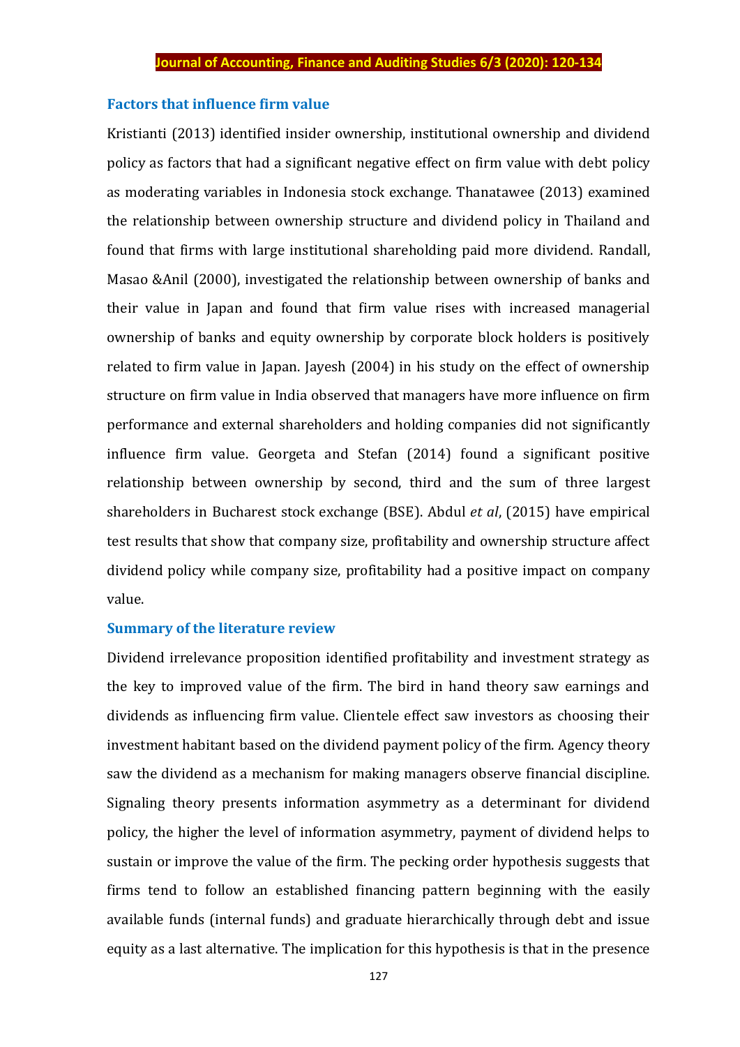## Factors that influence firm value

Kristianti (2013) identified insider ownership, institutional ownership and dividend policy as factors that had a significant negative effect on firm value with debt policy as moderating variables in Indonesia stock exchange. Thanatawee (2013) examined the relationship between ownership structure and dividend policy in Thailand and found that firms with large institutional shareholding paid more dividend. Randall, Masao &Anil (2000), investigated the relationship between ownership of banks and their value in Japan and found that firm value rises with increased managerial ownership of banks and equity ownership by corporate block holders is positively related to firm value in Japan. Jayesh (2004) in his study on the effect of ownership structure on firm value in India observed that managers have more influence on firm performance and external shareholders and holding companies did not significantly influence firm value. Georgeta and Stefan (2014) found a significant positive relationship between ownership by second, third and the sum of three largest shareholders in Bucharest stock exchange (BSE). Abdul *et al*, (2015) have empirical test results that show that company size, profitability and ownership structure affect dividend policy while company size, profitability had a positive impact on company value.

## Summary of the literature review

Dividend irrelevance proposition identified profitability and investment strategy as the key to improved value of the firm. The bird in hand theory saw earnings and dividends as influencing firm value. Clientele effect saw investors as choosing their investment habitant based on the dividend payment policy of the firm. Agency theory saw the dividend as a mechanism for making managers observe financial discipline. Signaling theory presents information asymmetry as a determinant for dividend policy, the higher the level of information asymmetry, payment of dividend helps to sustain or improve the value of the firm. The pecking order hypothesis suggests that firms tend to follow an established financing pattern beginning with the easily available funds (internal funds) and graduate hierarchically through debt and issue equity as a last alternative. The implication for this hypothesis is that in the presence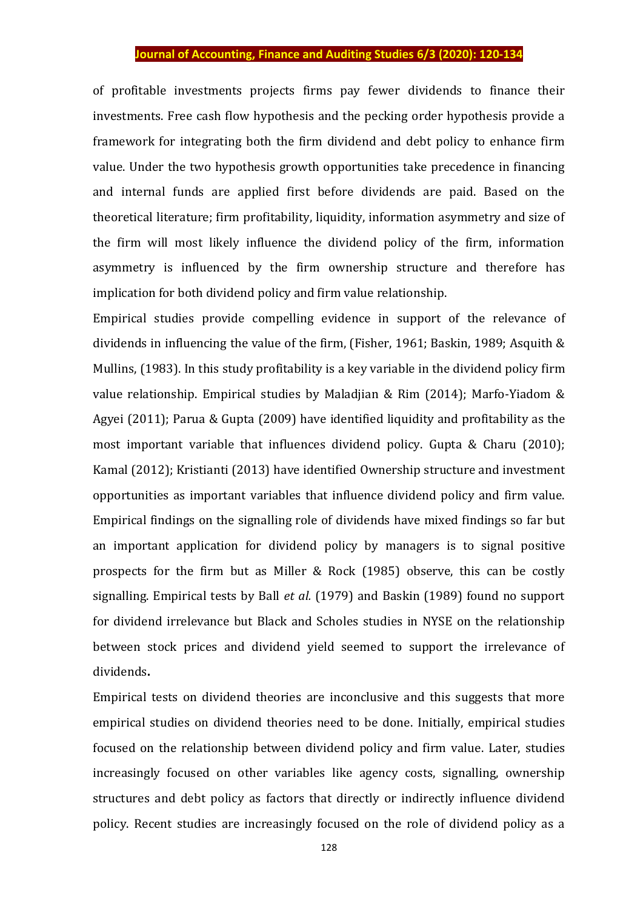of profitable investments projects firms pay fewer dividends to finance their investments. Free cash flow hypothesis and the pecking order hypothesis provide a framework for integrating both the firm dividend and debt policy to enhance firm value. Under the two hypothesis growth opportunities take precedence in financing and internal funds are applied first before dividends are paid. Based on the theoretical literature; firm profitability, liquidity, information asymmetry and size of the firm will most likely influence the dividend policy of the firm, information asymmetry is influenced by the firm ownership structure and therefore has implication for both dividend policy and firm value relationship.

Empirical studies provide compelling evidence in support of the relevance of dividends in influencing the value of the firm, (Fisher, 1961; Baskin, 1989; Asquith & Mullins, (1983). In this study profitability is a key variable in the dividend policy firm value relationship. Empirical studies by Maladjian & Rim (2014); Marfo-Yiadom & Agyei (2011); Parua & Gupta (2009) have identified liquidity and profitability as the most important variable that influences dividend policy. Gupta & Charu (2010); Kamal (2012); Kristianti (2013) have identified Ownership structure and investment opportunities as important variables that influence dividend policy and firm value. Empirical findings on the signalling role of dividends have mixed findings so far but an important application for dividend policy by managers is to signal positive prospects for the firm but as Miller & Rock (1985) observe, this can be costly signalling. Empirical tests by Ball *et al.* (1979) and Baskin (1989) found no support for dividend irrelevance but Black and Scholes studies in NYSE on the relationship between stock prices and dividend yield seemed to support the irrelevance of dividends**.**

Empirical tests on dividend theories are inconclusive and this suggests that more empirical studies on dividend theories need to be done. Initially, empirical studies focused on the relationship between dividend policy and firm value. Later, studies increasingly focused on other variables like agency costs, signalling, ownership structures and debt policy as factors that directly or indirectly influence dividend policy. Recent studies are increasingly focused on the role of dividend policy as a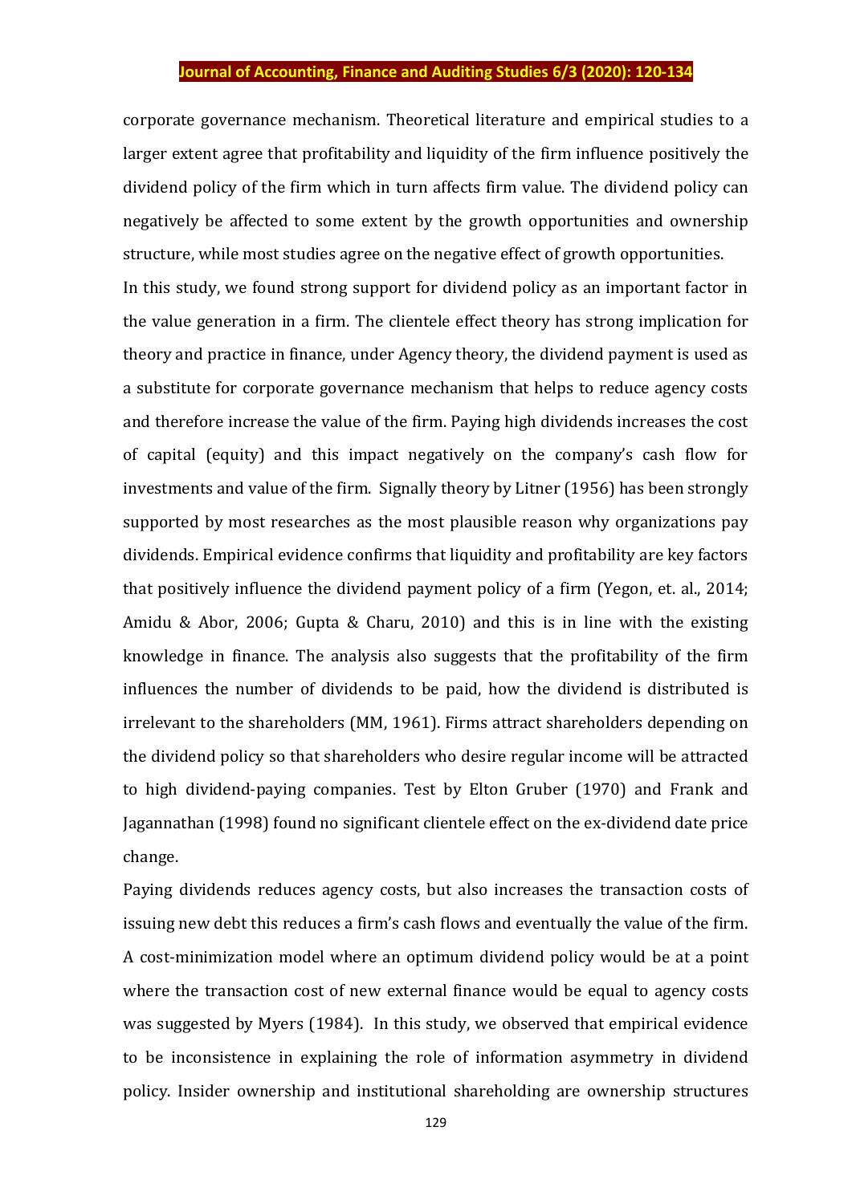corporate governance mechanism. Theoretical literature and empirical studies to a larger extent agree that profitability and liquidity of the firm influence positively the dividend policy of the firm which in turn affects firm value. The dividend policy can negatively be affected to some extent by the growth opportunities and ownership structure, while most studies agree on the negative effect of growth opportunities.

In this study, we found strong support for dividend policy as an important factor in the value generation in a firm. The clientele effect theory has strong implication for theory and practice in finance, under Agency theory, the dividend payment is used as a substitute for corporate governance mechanism that helps to reduce agency costs and therefore increase the value of the firm. Paying high dividends increases the cost of capital (equity) and this impact negatively on the company's cash flow for investments and value of the firm. Signally theory by Litner (1956) has been strongly supported by most researches as the most plausible reason why organizations pay dividends. Empirical evidence confirms that liquidity and profitability are key factors that positively influence the dividend payment policy of a firm (Yegon, et. al., 2014; Amidu & Abor, 2006; Gupta & Charu, 2010) and this is in line with the existing knowledge in finance. The analysis also suggests that the profitability of the firm influences the number of dividends to be paid, how the dividend is distributed is irrelevant to the shareholders (MM, 1961). Firms attract shareholders depending on the dividend policy so that shareholders who desire regular income will be attracted to high dividend-paying companies. Test by Elton Gruber (1970) and Frank and Jagannathan (1998) found no significant clientele effect on the ex-dividend date price change.

Paying dividends reduces agency costs, but also increases the transaction costs of issuing new debt this reduces a firm's cash flows and eventually the value of the firm. A cost-minimization model where an optimum dividend policy would be at a point where the transaction cost of new external finance would be equal to agency costs was suggested by Myers (1984). In this study, we observed that empirical evidence to be inconsistence in explaining the role of information asymmetry in dividend policy. Insider ownership and institutional shareholding are ownership structures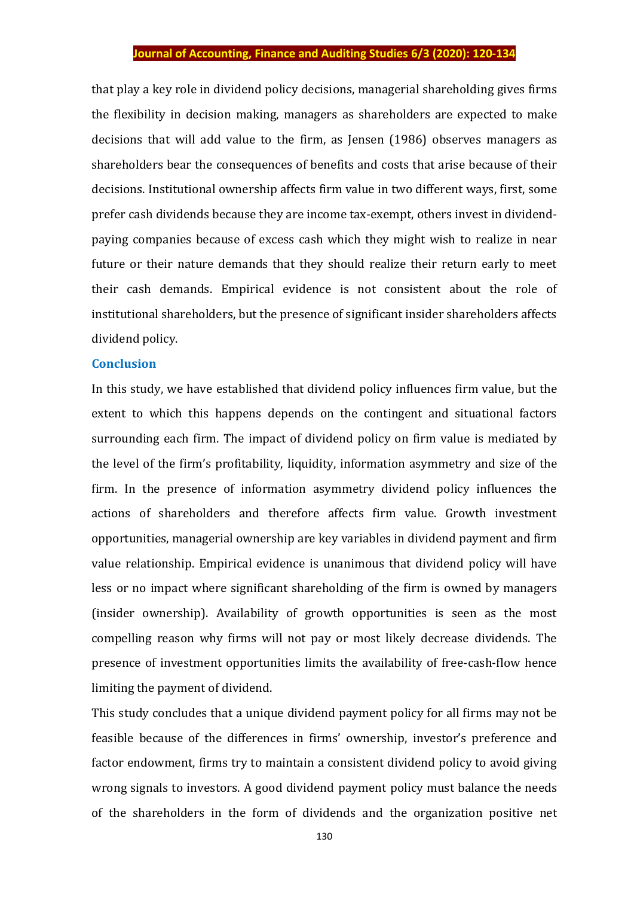that play a key role in dividend policy decisions, managerial shareholding gives firms the flexibility in decision making, managers as shareholders are expected to make decisions that will add value to the firm, as Jensen (1986) observes managers as shareholders bear the consequences of benefits and costs that arise because of their decisions. Institutional ownership affects firm value in two different ways, first, some prefer cash dividends because they are income tax-exempt, others invest in dividend-paying companies because of excess cash which they might wish to realize in near future or their nature demands that they should realize their return early to meet their cash demands. Empirical evidence is not consistent about the role of institutional shareholders, but the presence of significant insider shareholders affects dividend policy.

## Conclusion

In this study, we have established that dividend policy influences firm value, but the extent to which this happens depends on the contingent and situational factors surrounding each firm. The impact of dividend policy on firm value is mediated by the level of the firm's profitability, liquidity, information asymmetry and size of the firm. In the presence of information asymmetry dividend policy influences the actions of shareholders and therefore affects firm value. Growth investment opportunities, managerial ownership are key variables in dividend payment and firm value relationship. Empirical evidence is unanimous that dividend policy will have less or no impact where significant shareholding of the firm is owned by managers (insider ownership). Availability of growth opportunities is seen as the most compelling reason why firms will not pay or most likely decrease dividends. The presence of investment opportunities limits the availability of free-cash-flow hence limiting the payment of dividend.

This study concludes that a unique dividend payment policy for all firms may not be feasible because of the differences in firms' ownership, investor's preference and factor endowment, firms try to maintain a consistent dividend policy to avoid giving wrong signals to investors. A good dividend payment policy must balance the needs of the shareholders in the form of dividends and the organization positive net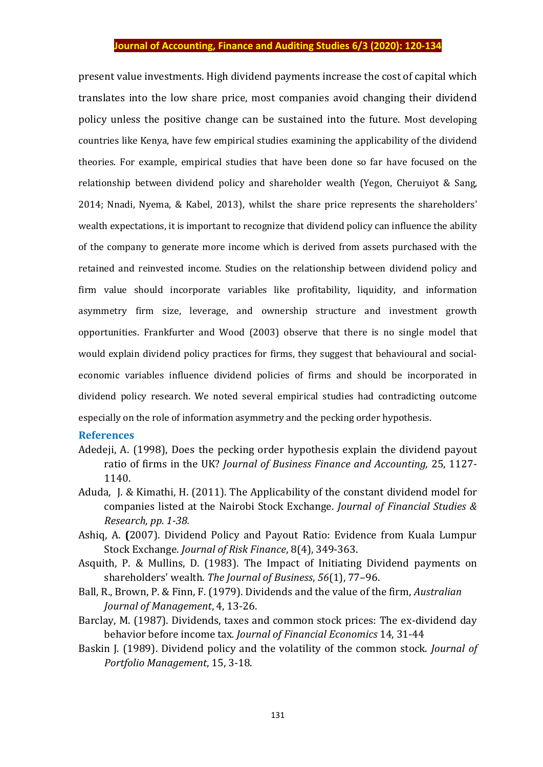present value investments. High dividend payments increase the cost of capital which translates into the low share price, most companies avoid changing their dividend policy unless the positive change can be sustained into the future. Most developing countries like Kenya, have few empirical studies examining the applicability of the dividend theories. For example, empirical studies that have been done so far have focused on the relationship between dividend policy and shareholder wealth (Yegon, Cheruiyot & Sang, 2014; Nnadi, Nyema, & Kabel, 2013), whilst the share price represents the shareholders' wealth expectations, it is important to recognize that dividend policy can influence the ability of the company to generate more income which is derived from assets purchased with the retained and reinvested income. Studies on the relationship between dividend policy and firm value should incorporate variables like profitability, liquidity, and information asymmetry firm size, leverage, and ownership structure and investment growth opportunities. Frankfurter and Wood (2003) observe that there is no single model that would explain dividend policy practices for firms, they suggest that behavioural and social-economic variables influence dividend policies of firms and should be incorporated in dividend policy research. We noted several empirical studies had contradicting outcome especially on the role of information asymmetry and the pecking order hypothesis.

## References

Adedeji, A. (1998), Does the pecking order hypothesis explain the dividend payout ratio of firms in the UK? *Journal of Business Finance and Accounting,* 25, 1127-1140.

Aduda, J. & Kimathi, H. (2011). The Applicability of the constant dividend model for companies listed at the Nairobi Stock Exchange. *Journal of Financial Studies & Research, pp. 1-38.*

Ashiq, A. **(**2007). Dividend Policy and Payout Ratio: Evidence from Kuala Lumpur Stock Exchange. *Journal of Risk Finance*, 8(4), 349-363.

Asquith, P. & Mullins, D. (1983). The Impact of Initiating Dividend payments on shareholders' wealth. *The Journal of Business*, *56*(1), 77–96.

Ball, R., Brown, P. & Finn, F. (1979). Dividends and the value of the firm, *Australian Journal of Management*, 4, 13-26.

Barclay, M. (1987). Dividends, taxes and common stock prices: The ex-dividend day behavior before income tax. *Journal of Financial Economics* 14, 31-44

Baskin J. (1989). Dividend policy and the volatility of the common stock. *Journal of Portfolio Management*, 15, 3-18.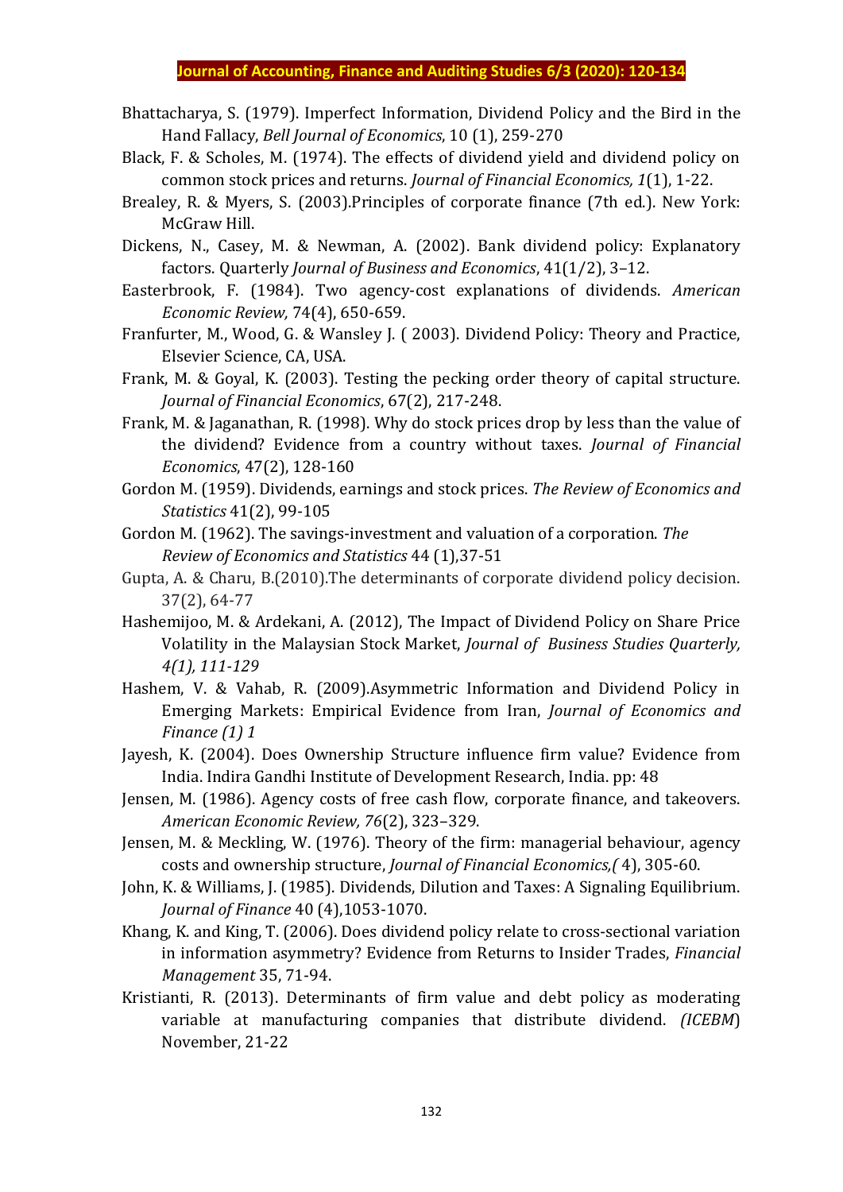Bhattacharya, S. (1979). Imperfect Information, Dividend Policy and the Bird in the Hand Fallacy, *Bell Journal of Economics*, 10 (1), 259-270

Black, F. & Scholes, M. (1974). The effects of dividend yield and dividend policy on common stock prices and returns. *Journal of Financial Economics, 1*(1), 1-22.

Brealey, R. & Myers, S. (2003).Principles of corporate finance (7th ed.). New York: McGraw Hill.

Dickens, N., Casey, M. & Newman, A. (2002). Bank dividend policy: Explanatory factors. Quarterly *Journal of Business and Economics*, 41(1/2), 3–12.

Easterbrook, F. (1984). Two agency-cost explanations of dividends. *American Economic Review,* 74(4), 650-659.

Franfurter, M., Wood, G. & Wansley J. ( 2003). Dividend Policy: Theory and Practice, Elsevier Science, CA, USA.

Frank, M. & Goyal, K. (2003). Testing the pecking order theory of capital structure. *Journal of Financial Economics*, 67(2), 217-248.

Frank, M. & Jaganathan, R. (1998). Why do stock prices drop by less than the value of the dividend? Evidence from a country without taxes. *Journal of Financial Economics*, 47(2), 128-160

Gordon M. (1959). Dividends, earnings and stock prices. *The Review of Economics and Statistics* 41(2), 99-105

Gordon M. (1962). The savings-investment and valuation of a corporation. *The Review of Economics and Statistics* 44 (1),37-51

Gupta, A. & Charu, B.(2010).The determinants of corporate dividend policy decision. 37(2), 64-77

Hashemijoo, M. & Ardekani, A. (2012), The Impact of Dividend Policy on Share Price Volatility in the Malaysian Stock Market, *Journal of Business Studies Quarterly, 4(1), 111-129*

Hashem, V. & Vahab, R. (2009).Asymmetric Information and Dividend Policy in Emerging Markets: Empirical Evidence from Iran, *Journal of Economics and Finance (1) 1*

Jayesh, K. (2004). Does Ownership Structure influence firm value? Evidence from India. Indira Gandhi Institute of Development Research, India. pp: 48

Jensen, M. (1986). Agency costs of free cash flow, corporate finance, and takeovers. *American Economic Review, 76*(2), 323–329.

Jensen, M. & Meckling, W. (1976). Theory of the firm: managerial behaviour, agency costs and ownership structure, *Journal of Financial Economics,(* 4), 305-60.

John, K. & Williams, J. (1985). Dividends, Dilution and Taxes: A Signaling Equilibrium. *Journal of Finance* 40 (4),1053-1070.

Khang, K. and King, T. (2006). Does dividend policy relate to cross-sectional variation in information asymmetry? Evidence from Returns to Insider Trades, *Financial Management* 35, 71-94.

Kristianti, R. (2013). Determinants of firm value and debt policy as moderating variable at manufacturing companies that distribute dividend. *(ICEBM*) November, 21-22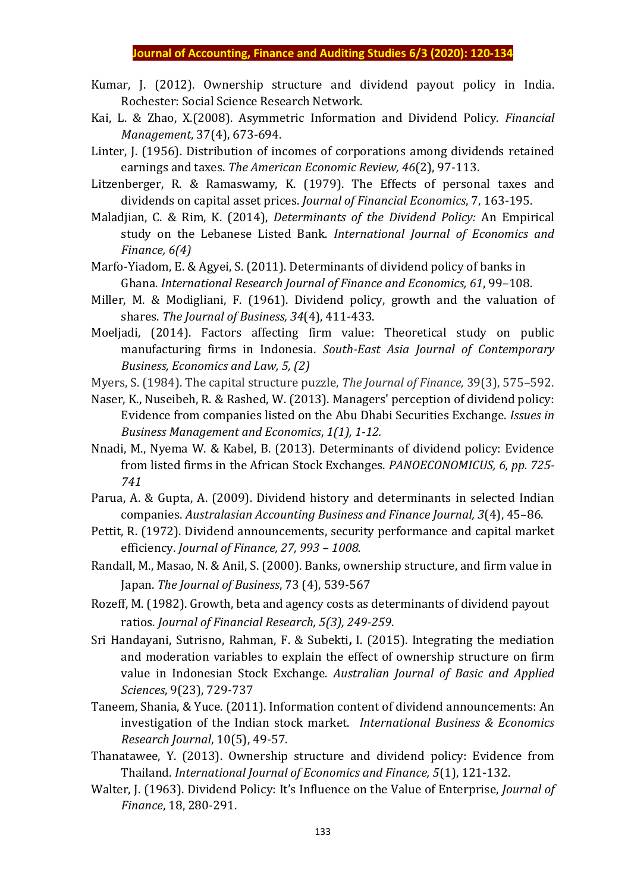Kumar, J. (2012). Ownership structure and dividend payout policy in India. Rochester: Social Science Research Network.

Kai, L. & Zhao, X.(2008). Asymmetric Information and Dividend Policy. *Financial Management*, 37(4), 673-694.

Linter, J. (1956). Distribution of incomes of corporations among dividends retained earnings and taxes. *The American Economic Review, 46*(2), 97-113.

Litzenberger, R. & Ramaswamy, K. (1979). The Effects of personal taxes and dividends on capital asset prices. *Journal of Financial Economics*, 7, 163-195.

Maladjian, C. & Rim, K. (2014), *Determinants of the Dividend Policy:* An Empirical study on the Lebanese Listed Bank. *International Journal of Economics and Finance, 6(4)*

Marfo-Yiadom, E. & Agyei, S. (2011). Determinants of dividend policy of banks in Ghana. *International Research Journal of Finance and Economics, 61*, 99–108.

Miller, M. & Modigliani, F. (1961). Dividend policy, growth and the valuation of shares. *The Journal of Business, 34*(4), 411-433.

Moeljadi, (2014). Factors affecting firm value: Theoretical study on public manufacturing firms in Indonesia. *South-East Asia Journal of Contemporary Business, Economics and Law, 5, (2)*

Myers, S. (1984). The capital structure puzzle, *The Journal of Finance,* 39(3), 575–592.

Naser, K., Nuseibeh, R. & Rashed, W. (2013). Managers' perception of dividend policy: Evidence from companies listed on the Abu Dhabi Securities Exchange. *Issues in Business Management and Economics*, *1(1), 1-12.*

Nnadi, M., Nyema W. & Kabel, B. (2013). Determinants of dividend policy: Evidence from listed firms in the African Stock Exchanges. *PANOECONOMICUS, 6, pp. 725-741*

Parua, A. & Gupta, A. (2009). Dividend history and determinants in selected Indian companies. *Australasian Accounting Business and Finance Journal, 3*(4), 45–86.

Pettit, R. (1972). Dividend announcements, security performance and capital market efficiency. *Journal of Finance, 27, 993 – 1008.*

Randall, M., Masao, N. & Anil, S. (2000). Banks, ownership structure, and firm value in Japan. *The Journal of Business*, 73 (4), 539-567

Rozeff, M. (1982). Growth, beta and agency costs as determinants of dividend payout ratios. *Journal of Financial Research, 5(3), 249-259*.

Sri Handayani, Sutrisno, Rahman, F. & Subekti**,** I. (2015). Integrating the mediation and moderation variables to explain the effect of ownership structure on firm value in Indonesian Stock Exchange. *Australian Journal of Basic and Applied Sciences*, 9(23), 729-737

Taneem, Shania, & Yuce. (2011). Information content of dividend announcements: An investigation of the Indian stock market. *International Business & Economics Research Journal*, 10(5), 49-57.

Thanatawee, Y. (2013). Ownership structure and dividend policy: Evidence from Thailand. *International Journal of Economics and Finance, 5*(1), 121-132.

Walter, J. (1963). Dividend Policy: It's Influence on the Value of Enterprise, *Journal of Finance*, 18, 280-291.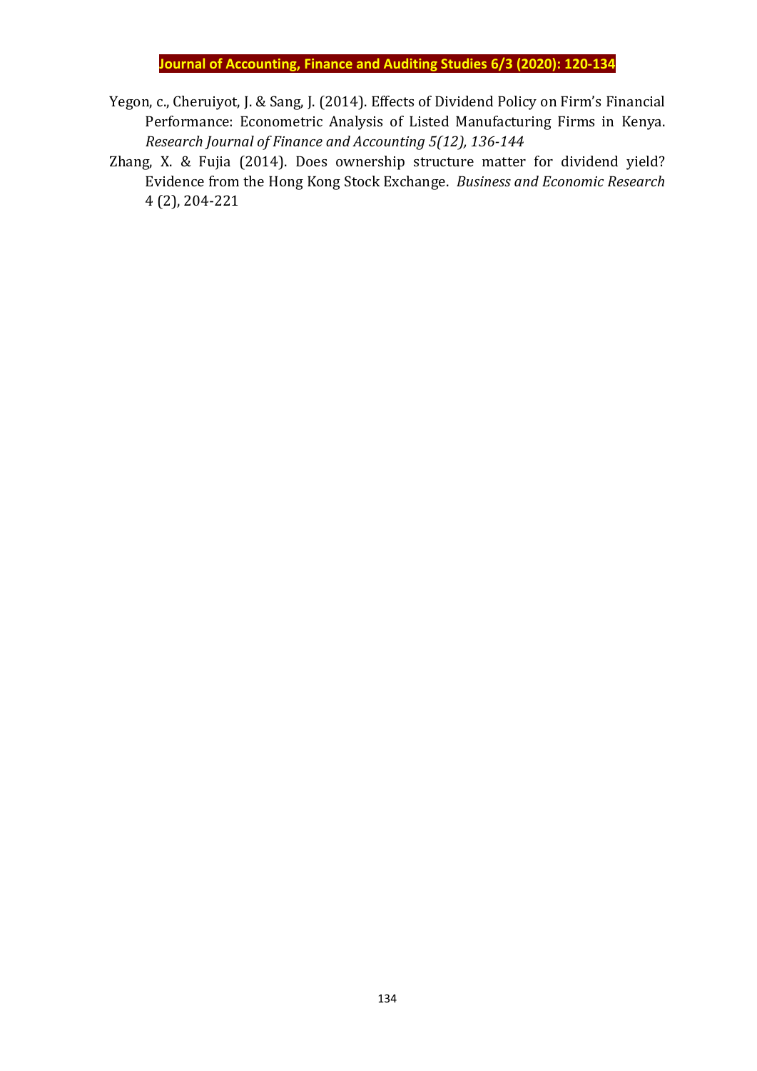Yegon, c., Cheruiyot, J. & Sang, J. (2014). Effects of Dividend Policy on Firm's Financial Performance: Econometric Analysis of Listed Manufacturing Firms in Kenya. *Research Journal of Finance and Accounting 5(12), 136-144*

Zhang, X. & Fujia (2014). Does ownership structure matter for dividend yield? Evidence from the Hong Kong Stock Exchange. *Business and Economic Research* 4 (2), 204-221